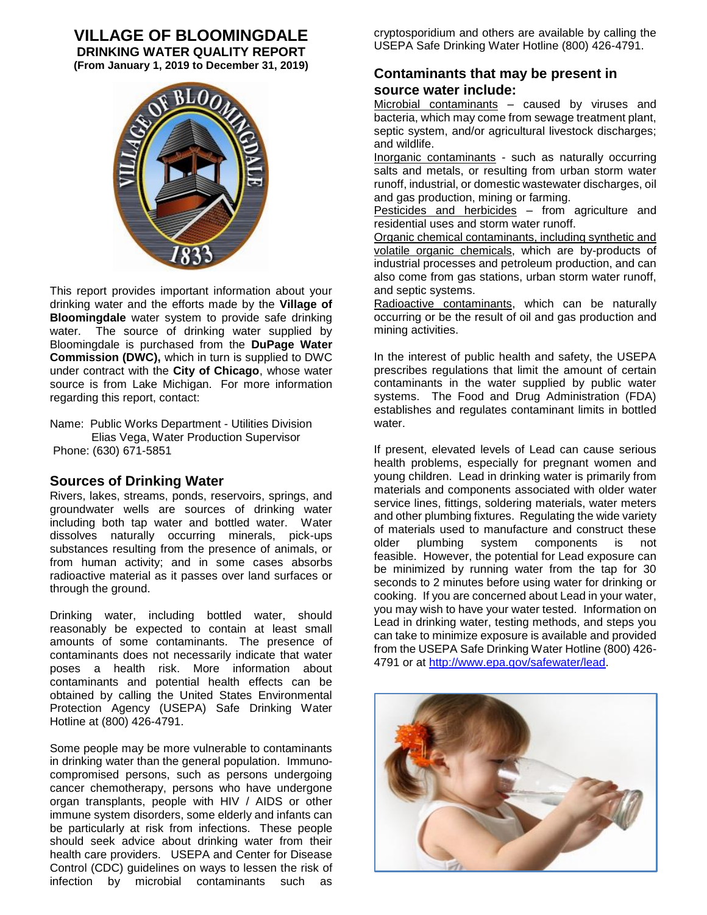# VILLAGE OF BLOOMINGDALE

**DRINKING WATER QUALITY REPORT**
**(From January 1, 2019 to December 31, 2019)**

This report provides important information about your drinking water and the efforts made by the **Village of Bloomingdale** water system to provide safe drinking water. The source of drinking water supplied by Bloomingdale is purchased from the **DuPage Water Commission (DWC),** which in turn is supplied to DWC under contract with the **City of Chicago**, whose water source is from Lake Michigan. For more information regarding this report, contact:

Name: Public Works Department - Utilities Division
Elias Vega, Water Production Supervisor
Phone: (630) 671-5851

## Sources of Drinking Water

Rivers, lakes, streams, ponds, reservoirs, springs, and groundwater wells are sources of drinking water including both tap water and bottled water. Water dissolves naturally occurring minerals, pick-ups substances resulting from the presence of animals, or from human activity; and in some cases absorbs radioactive material as it passes over land surfaces or through the ground.

Drinking water, including bottled water, should reasonably be expected to contain at least small amounts of some contaminants. The presence of contaminants does not necessarily indicate that water poses a health risk. More information about contaminants and potential health effects can be obtained by calling the United States Environmental Protection Agency (USEPA) Safe Drinking Water Hotline at (800) 426-4791.

Some people may be more vulnerable to contaminants in drinking water than the general population. Immuno-compromised persons, such as persons undergoing cancer chemotherapy, persons who have undergone organ transplants, people with HIV / AIDS or other immune system disorders, some elderly and infants can be particularly at risk from infections. These people should seek advice about drinking water from their health care providers. USEPA and Center for Disease Control (CDC) guidelines on ways to lessen the risk of infection by microbial contaminants such as cryptosporidium and others are available by calling the USEPA Safe Drinking Water Hotline (800) 426-4791.

## Contaminants that may be present in source water include:

Microbial contaminants – caused by viruses and bacteria, which may come from sewage treatment plant, septic system, and/or agricultural livestock discharges; and wildlife.

Inorganic contaminants - such as naturally occurring salts and metals, or resulting from urban storm water runoff, industrial, or domestic wastewater discharges, oil and gas production, mining or farming.

Pesticides and herbicides – from agriculture and residential uses and storm water runoff.

Organic chemical contaminants, including synthetic and volatile organic chemicals, which are by-products of industrial processes and petroleum production, and can also come from gas stations, urban storm water runoff, and septic systems.

Radioactive contaminants, which can be naturally occurring or be the result of oil and gas production and mining activities.

In the interest of public health and safety, the USEPA prescribes regulations that limit the amount of certain contaminants in the water supplied by public water systems. The Food and Drug Administration (FDA) establishes and regulates contaminant limits in bottled water.

If present, elevated levels of Lead can cause serious health problems, especially for pregnant women and young children. Lead in drinking water is primarily from materials and components associated with older water service lines, fittings, soldering materials, water meters and other plumbing fixtures. Regulating the wide variety of materials used to manufacture and construct these older plumbing system components is not feasible. However, the potential for Lead exposure can be minimized by running water from the tap for 30 seconds to 2 minutes before using water for drinking or cooking. If you are concerned about Lead in your water, you may wish to have your water tested. Information on Lead in drinking water, testing methods, and steps you can take to minimize exposure is available and provided from the USEPA Safe Drinking Water Hotline (800) 426-4791 or at http://www.epa.gov/safewater/lead.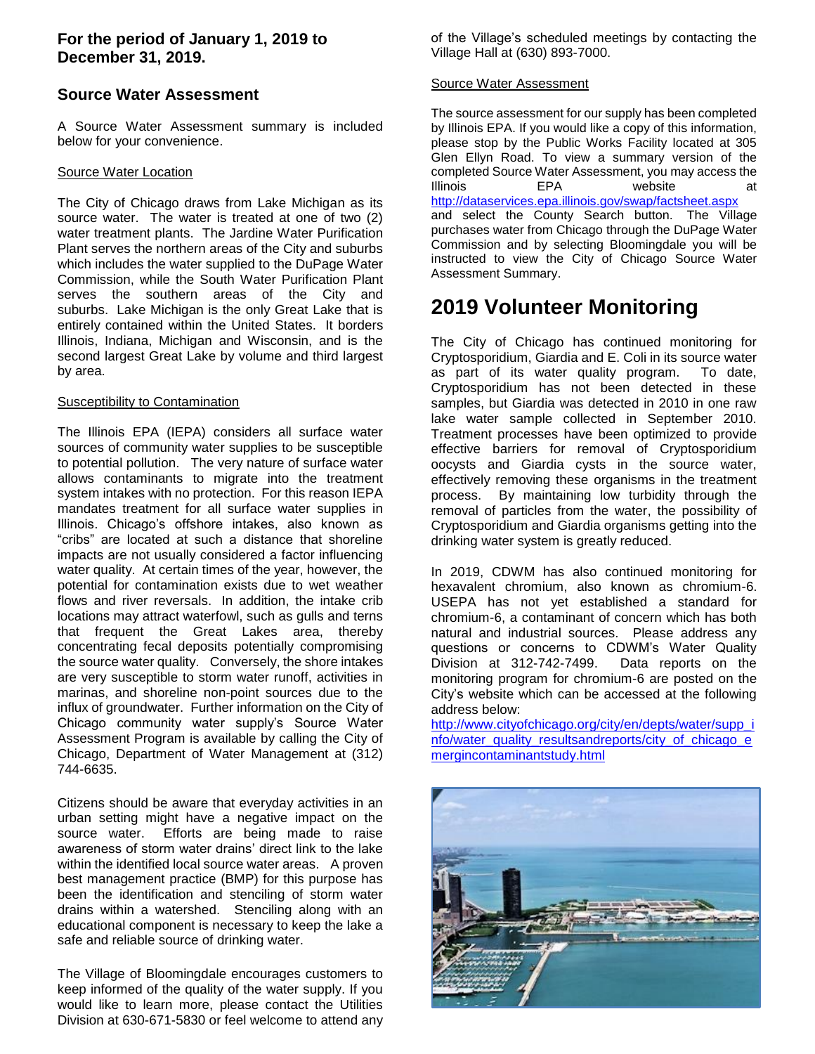**For the period of January 1, 2019 to December 31, 2019.**

## Source Water Assessment

A Source Water Assessment summary is included below for your convenience.

Source Water Location

The City of Chicago draws from Lake Michigan as its source water. The water is treated at one of two (2) water treatment plants. The Jardine Water Purification Plant serves the northern areas of the City and suburbs which includes the water supplied to the DuPage Water Commission, while the South Water Purification Plant serves the southern areas of the City and suburbs. Lake Michigan is the only Great Lake that is entirely contained within the United States. It borders Illinois, Indiana, Michigan and Wisconsin, and is the second largest Great Lake by volume and third largest by area.

Susceptibility to Contamination

The Illinois EPA (IEPA) considers all surface water sources of community water supplies to be susceptible to potential pollution. The very nature of surface water allows contaminants to migrate into the treatment system intakes with no protection. For this reason IEPA mandates treatment for all surface water supplies in Illinois. Chicago's offshore intakes, also known as "cribs" are located at such a distance that shoreline impacts are not usually considered a factor influencing water quality. At certain times of the year, however, the potential for contamination exists due to wet weather flows and river reversals. In addition, the intake crib locations may attract waterfowl, such as gulls and terns that frequent the Great Lakes area, thereby concentrating fecal deposits potentially compromising the source water quality. Conversely, the shore intakes are very susceptible to storm water runoff, activities in marinas, and shoreline non-point sources due to the influx of groundwater. Further information on the City of Chicago community water supply's Source Water Assessment Program is available by calling the City of Chicago, Department of Water Management at (312) 744-6635.

Citizens should be aware that everyday activities in an urban setting might have a negative impact on the source water. Efforts are being made to raise awareness of storm water drains' direct link to the lake within the identified local source water areas. A proven best management practice (BMP) for this purpose has been the identification and stenciling of storm water drains within a watershed. Stenciling along with an educational component is necessary to keep the lake a safe and reliable source of drinking water.

The Village of Bloomingdale encourages customers to keep informed of the quality of the water supply. If you would like to learn more, please contact the Utilities Division at 630-671-5830 or feel welcome to attend any of the Village's scheduled meetings by contacting the Village Hall at (630) 893-7000.

Source Water Assessment

The source assessment for our supply has been completed by Illinois EPA. If you would like a copy of this information, please stop by the Public Works Facility located at 305 Glen Ellyn Road. To view a summary version of the completed Source Water Assessment, you may access the Illinois EPA website at http://dataservices.epa.illinois.gov/swap/factsheet.aspx and select the County Search button. The Village purchases water from Chicago through the DuPage Water Commission and by selecting Bloomingdale you will be instructed to view the City of Chicago Source Water Assessment Summary.

# 2019 Volunteer Monitoring

The City of Chicago has continued monitoring for Cryptosporidium, Giardia and E. Coli in its source water as part of its water quality program. To date, Cryptosporidium has not been detected in these samples, but Giardia was detected in 2010 in one raw lake water sample collected in September 2010. Treatment processes have been optimized to provide effective barriers for removal of Cryptosporidium oocysts and Giardia cysts in the source water, effectively removing these organisms in the treatment process. By maintaining low turbidity through the removal of particles from the water, the possibility of Cryptosporidium and Giardia organisms getting into the drinking water system is greatly reduced.

In 2019, CDWM has also continued monitoring for hexavalent chromium, also known as chromium-6. USEPA has not yet established a standard for chromium-6, a contaminant of concern which has both natural and industrial sources. Please address any questions or concerns to CDWM's Water Quality Division at 312-742-7499. Data reports on the monitoring program for chromium-6 are posted on the City's website which can be accessed at the following address below:
http://www.cityofchicago.org/city/en/depts/water/supp_info/water_quality_resultsandreports/city_of_chicago_emergincontaminantstudy.html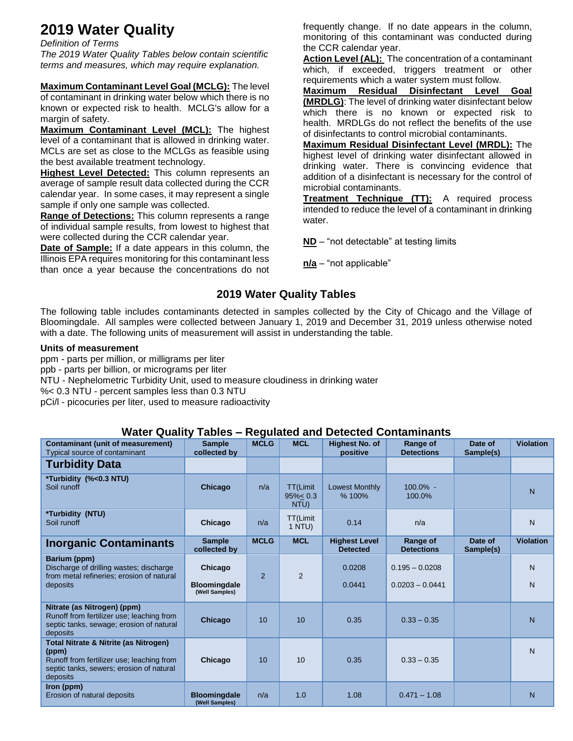# 2019 Water Quality

*Definition of Terms*

*The 2019 Water Quality Tables below contain scientific terms and measures, which may require explanation.*

**Maximum Contaminant Level Goal (MCLG):** The level of contaminant in drinking water below which there is no known or expected risk to health. MCLG's allow for a margin of safety.

**Maximum Contaminant Level (MCL):** The highest level of a contaminant that is allowed in drinking water. MCLs are set as close to the MCLGs as feasible using the best available treatment technology.

**Highest Level Detected:** This column represents an average of sample result data collected during the CCR calendar year. In some cases, it may represent a single sample if only one sample was collected.

**Range of Detections:** This column represents a range of individual sample results, from lowest to highest that were collected during the CCR calendar year.

**Date of Sample:** If a date appears in this column, the Illinois EPA requires monitoring for this contaminant less than once a year because the concentrations do not frequently change. If no date appears in the column, monitoring of this contaminant was conducted during the CCR calendar year.

**Action Level (AL):** The concentration of a contaminant which, if exceeded, triggers treatment or other requirements which a water system must follow.

**Maximum Residual Disinfectant Level Goal (MRDLG)**: The level of drinking water disinfectant below which there is no known or expected risk to health. MRDLGs do not reflect the benefits of the use of disinfectants to control microbial contaminants.

**Maximum Residual Disinfectant Level (MRDL):** The highest level of drinking water disinfectant allowed in drinking water. There is convincing evidence that addition of a disinfectant is necessary for the control of microbial contaminants.

**Treatment Technique (TT):** A required process intended to reduce the level of a contaminant in drinking water.

**ND** – "not detectable" at testing limits

**n/a** – "not applicable"

## 2019 Water Quality Tables

The following table includes contaminants detected in samples collected by the City of Chicago and the Village of Bloomingdale. All samples were collected between January 1, 2019 and December 31, 2019 unless otherwise noted with a date. The following units of measurement will assist in understanding the table.

**Units of measurement**

ppm - parts per million, or milligrams per liter
ppb - parts per billion, or micrograms per liter
NTU - Nephelometric Turbidity Unit, used to measure cloudiness in drinking water
%< 0.3 NTU - percent samples less than 0.3 NTU
pCi/l - picocuries per liter, used to measure radioactivity

### Water Quality Tables – Regulated and Detected Contaminants

| **Contaminant (unit of measurement)** Typical source of contaminant | **Sample collected by** | **MCLG** | **MCL** | **Highest No. of positive** | **Range of Detections** | **Date of Sample(s)** | **Violation** |
|---|---|---|---|---|---|---|---|
| **Turbidity Data** | | | | | | | |
| **\*Turbidity (%<0.3 NTU)** Soil runoff | **Chicago** | n/a | TT(Limit 95%≤ 0.3 NTU) | Lowest Monthly % 100% | 100.0% - 100.0% | | N |
| **\*Turbidity (NTU)** Soil runoff | **Chicago** | n/a | TT(Limit 1 NTU) | 0.14 | n/a | | N |
| **Inorganic Contaminants** | **Sample collected by** | **MCLG** | **MCL** | **Highest Level Detected** | **Range of Detections** | **Date of Sample(s)** | **Violation** |
| **Barium (ppm)** Discharge of drilling wastes; discharge from metal refineries; erosion of natural deposits | **Chicago**<br>**Bloomingdale** (Well Samples) | 2 | 2 | 0.0208<br>0.0441 | 0.195 – 0.0208<br>0.0203 – 0.0441 | | N<br>N |
| **Nitrate (as Nitrogen) (ppm)** Runoff from fertilizer use; leaching from septic tanks, sewage; erosion of natural deposits | **Chicago** | 10 | 10 | 0.35 | 0.33 – 0.35 | | N |
| **Total Nitrate & Nitrite (as Nitrogen) (ppm)** Runoff from fertilizer use; leaching from septic tanks, sewers; erosion of natural deposits | **Chicago** | 10 | 10 | 0.35 | 0.33 – 0.35 | | N |
| **Iron (ppm)** Erosion of natural deposits | **Bloomingdale** (Well Samples) | n/a | 1.0 | 1.08 | 0.471 – 1.08 | | N |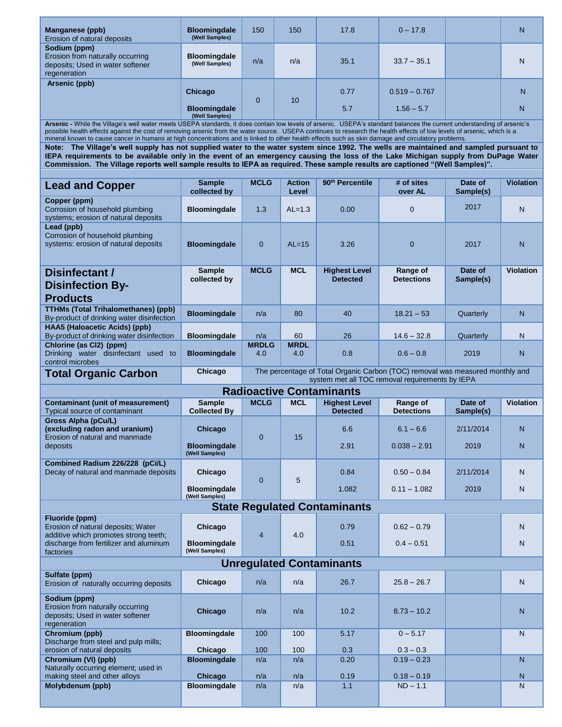| Contaminant | Sample collected by | MCLG | MCL | Highest Level Detected | Range of Detections | Date of Sample(s) | Violation |
|---|---|---|---|---|---|---|---|
| **Manganese (ppb)** Erosion of natural deposits | **Bloomingdale** (Well Samples) | 150 | 150 | 17.8 | 0 – 17.8 | | N |
| **Sodium (ppm)** Erosion from naturally occurring deposits; Used in water softener regeneration | **Bloomingdale** (Well Samples) | n/a | n/a | 35.1 | 33.7 – 35.1 | | N |
| **Arsenic (ppb)** | **Chicago** | 0 | 10 | 0.77 | 0.519 – 0.767 | | N |
| | **Bloomingdale** (Well Samples) | | | 5.7 | 1.56 – 5.7 | | N |

**Arsenic -** While the Village's well water meets USEPA standards, it does contain low levels of arsenic. USEPA's standard balances the current understanding of arsenic's possible health effects against the cost of removing arsenic from the water source. USEPA continues to research the health effects of low levels of arsenic, which is a mineral known to cause cancer in humans at high concentrations and is linked to other health effects such as skin damage and circulatory problems.

**Note: The Village's well supply has not supplied water to the water system since 1992. The wells are maintained and sampled pursuant to IEPA requirements to be available only in the event of an emergency causing the loss of the Lake Michigan supply from DuPage Water Commission. The Village reports well sample results to IEPA as required. These sample results are captioned "(Well Samples)".**

| Lead and Copper | Sample collected by | MCLG | Action Level | 90th Percentile | # of sites over AL | Date of Sample(s) | Violation |
|---|---|---|---|---|---|---|---|
| **Copper (ppm)** Corrosion of household plumbing systems; erosion of natural deposits | **Bloomingdale** | 1.3 | AL=1.3 | 0.00 | 0 | 2017 | N |
| **Lead (ppb)** Corrosion of household plumbing systems: erosion of natural deposits | **Bloomingdale** | 0 | AL=15 | 3.26 | 0 | 2017 | N |

| Disinfectant / Disinfection By-Products | Sample collected by | MCLG | MCL | Highest Level Detected | Range of Detections | Date of Sample(s) | Violation |
|---|---|---|---|---|---|---|---|
| **TTHMs (Total Trihalomethanes) (ppb)** By-product of drinking water disinfection | **Bloomingdale** | n/a | 80 | 40 | 18.21 – 53 | Quarterly | N |
| **HAA5 (Haloacetic Acids) (ppb)** By-product of drinking water disinfection | **Bloomingdale** | n/a | 60 | 26 | 14.6 – 32.8 | Quarterly | N |
| **Chlorine (as Cl2) (ppm)** Drinking water disinfectant used to control microbes | **Bloomingdale** | **MRDLG** 4.0 | **MRDL** 4.0 | 0.8 | 0.6 – 0.8 | 2019 | N |
| **Total Organic Carbon** | **Chicago** | The percentage of Total Organic Carbon (TOC) removal was measured monthly and system met all TOC removal requirements by IEPA | | | | | |

## Radioactive Contaminants

| Contaminant (unit of measurement) Typical source of contaminant | Sample Collected By | MCLG | MCL | Highest Level Detected | Range of Detections | Date of Sample(s) | Violation |
|---|---|---|---|---|---|---|---|
| **Gross Alpha (pCu/L) (excluding radon and uranium)** Erosion of natural and manmade deposits | **Chicago** | 0 | 15 | 6.6 | 6.1 – 6.6 | 2/11/2014 | N |
| | **Bloomingdale** (Well Samples) | | | 2.91 | 0.038 – 2.91 | 2019 | N |
| **Combined Radium 226/228 (pCi/L)** Decay of natural and manmade deposits | **Chicago** | 0 | 5 | 0.84 | 0.50 – 0.84 | 2/11/2014 | N |
| | **Bloomingdale** (Well Samples) | | | 1.082 | 0.11 – 1.082 | 2019 | N |

## State Regulated Contaminants

| Contaminant | Sample Collected By | MCLG | MCL | Highest Level Detected | Range of Detections | Date of Sample(s) | Violation |
|---|---|---|---|---|---|---|---|
| **Fluoride (ppm)** Erosion of natural deposits; Water additive which promotes strong teeth; discharge from fertilizer and aluminum factories | **Chicago** | 4 | 4.0 | 0.79 | 0.62 – 0.79 | | N |
| | **Bloomingdale** (Well Samples) | | | 0.51 | 0.4 – 0.51 | | N |

## Unregulated Contaminants

| Contaminant | Sample Collected By | MCLG | MCL | Highest Level Detected | Range of Detections | Date of Sample(s) | Violation |
|---|---|---|---|---|---|---|---|
| **Sulfate (ppm)** Erosion of naturally occurring deposits | **Chicago** | n/a | n/a | 26.7 | 25.8 – 26.7 | | N |
| **Sodium (ppm)** Erosion from naturally occurring deposits; Used in water softener regeneration | **Chicago** | n/a | n/a | 10.2 | 8.73 – 10.2 | | N |
| **Chromium (ppb)** Discharge from steel and pulp mills; erosion of natural deposits | **Bloomingdale** | 100 | 100 | 5.17 | 0 – 5.17 | | N |
| | **Chicago** | 100 | 100 | 0.3 | 0.3 – 0.3 | | |
| **Chromium (VI) (ppb)** Naturally occurring element; used in making steel and other alloys | **Bloomingdale** | n/a | n/a | 0.20 | 0.19 – 0.23 | | N |
| | **Chicago** | n/a | n/a | 0.19 | 0.18 – 0.19 | | N |
| **Molybdenum (ppb)** | **Bloomingdale** | n/a | n/a | 1.1 | ND – 1.1 | | N |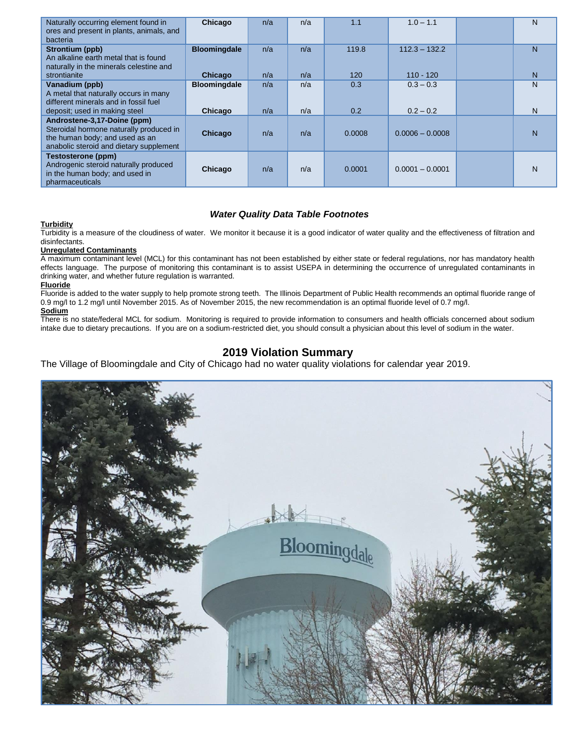| | | | | | | | |
|---|---|---|---|---|---|---|---|
| Naturally occurring element found in ores and present in plants, animals, and bacteria | **Chicago** | n/a | n/a | 1.1 | 1.0 – 1.1 | | N |
| **Strontium (ppb)** An alkaline earth metal that is found naturally in the minerals celestine and strontianite | **Bloomingdale** | n/a | n/a | 119.8 | 112.3 – 132.2 | | N |
| | **Chicago** | n/a | n/a | 120 | 110 - 120 | | N |
| **Vanadium (ppb)** A metal that naturally occurs in many different minerals and in fossil fuel deposit; used in making steel | **Bloomingdale** | n/a | n/a | 0.3 | 0.3 – 0.3 | | N |
| | **Chicago** | n/a | n/a | 0.2 | 0.2 – 0.2 | | N |
| **Androstene-3,17-Doine (ppm)** Steroidal hormone naturally produced in the human body; and used as an anabolic steroid and dietary supplement | **Chicago** | n/a | n/a | 0.0008 | 0.0006 – 0.0008 | | N |
| **Testosterone (ppm)** Androgenic steroid naturally produced in the human body; and used in pharmaceuticals | **Chicago** | n/a | n/a | 0.0001 | 0.0001 – 0.0001 | | N |

### *Water Quality Data Table Footnotes*

**Turbidity**

Turbidity is a measure of the cloudiness of water. We monitor it because it is a good indicator of water quality and the effectiveness of filtration and disinfectants.

**Unregulated Contaminants**

A maximum contaminant level (MCL) for this contaminant has not been established by either state or federal regulations, nor has mandatory health effects language. The purpose of monitoring this contaminant is to assist USEPA in determining the occurrence of unregulated contaminants in drinking water, and whether future regulation is warranted.

**Fluoride**

Fluoride is added to the water supply to help promote strong teeth. The Illinois Department of Public Health recommends an optimal fluoride range of 0.9 mg/l to 1.2 mg/l until November 2015. As of November 2015, the new recommendation is an optimal fluoride level of 0.7 mg/l.

**Sodium**

There is no state/federal MCL for sodium. Monitoring is required to provide information to consumers and health officials concerned about sodium intake due to dietary precautions. If you are on a sodium-restricted diet, you should consult a physician about this level of sodium in the water.

## 2019 Violation Summary

The Village of Bloomingdale and City of Chicago had no water quality violations for calendar year 2019.